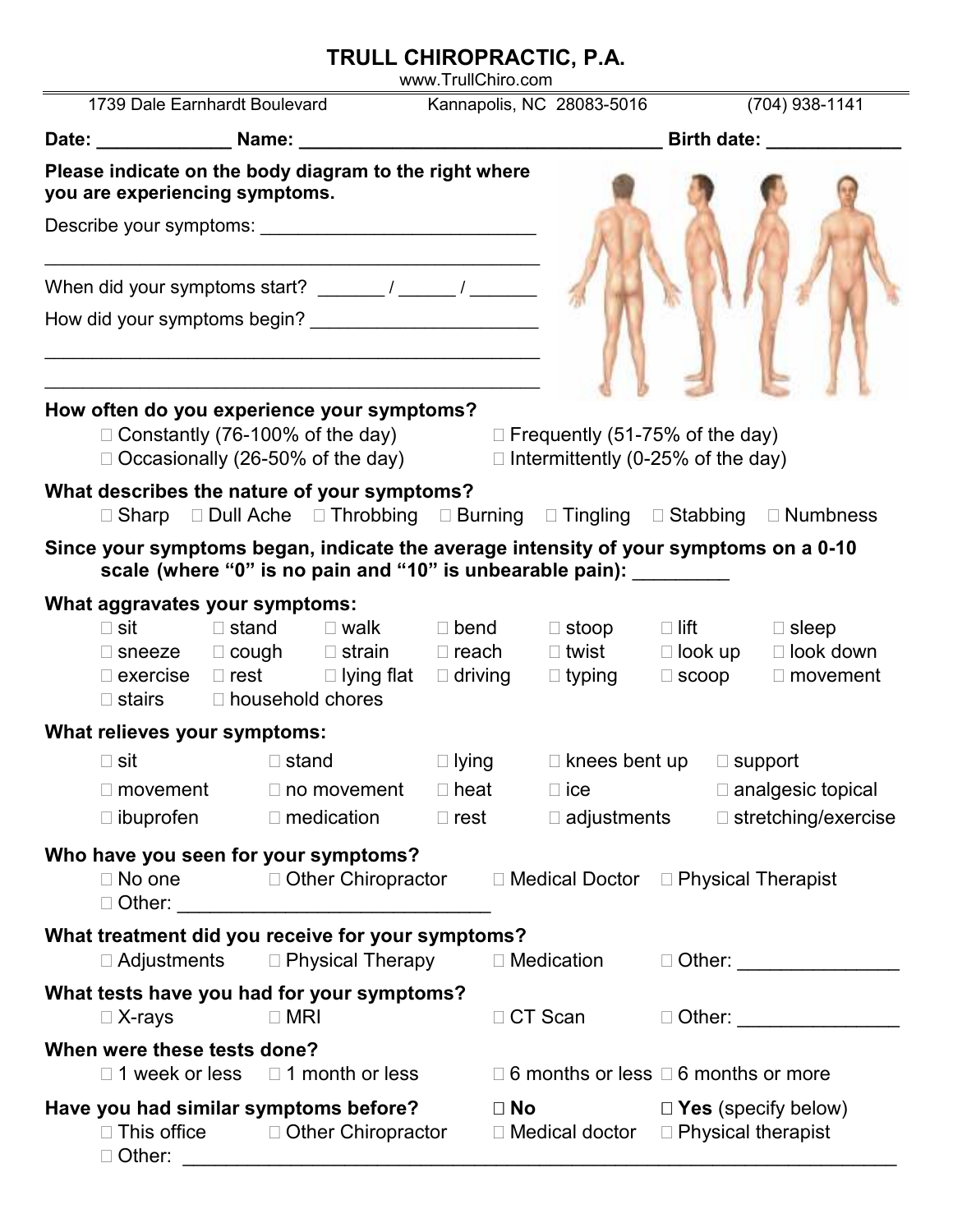# TRULL CHIROPRACTIC, P.A.

www.TrullChiro.com

1739 Dale Earnhardt Boulevard Kannapolis, NC 28083-5016 (704) 938-1141

**Date:** _____________ **Name:** ___________________________________ **Birth date:** _____________

**Please indicate on the body diagram to the right where you are experiencing symptoms.**

Describe your symptoms: __________________________

_________________________________________________

When did your symptoms start? _______ / ______ / _______

How did your symptoms begin? ______________________

_________________________________________________

_________________________________________________

**How often do you experience your symptoms?**

- ☐ Constantly (76-100% of the day)
- ☐ Frequently (51-75% of the day)
- ☐ Occasionally (26-50% of the day)
- ☐ Intermittently (0-25% of the day)

**What describes the nature of your symptoms?**

☐ Sharp ☐ Dull Ache ☐ Throbbing ☐ Burning ☐ Tingling ☐ Stabbing ☐ Numbness

**Since your symptoms began, indicate the average intensity of your symptoms on a 0-10 scale (where "0" is no pain and "10" is unbearable pain):** _________

**What aggravates your symptoms:**

☐ sit ☐ stand ☐ walk ☐ bend ☐ stoop ☐ lift ☐ sleep
☐ sneeze ☐ cough ☐ strain ☐ reach ☐ twist ☐ look up ☐ look down
☐ exercise ☐ rest ☐ lying flat ☐ driving ☐ typing ☐ scoop ☐ movement
☐ stairs ☐ household chores

**What relieves your symptoms:**

☐ sit ☐ stand ☐ lying ☐ knees bent up ☐ support
☐ movement ☐ no movement ☐ heat ☐ ice ☐ analgesic topical
☐ ibuprofen ☐ medication ☐ rest ☐ adjustments ☐ stretching/exercise

**Who have you seen for your symptoms?**

☐ No one ☐ Other Chiropractor ☐ Medical Doctor ☐ Physical Therapist
☐ Other: ______________________________

**What treatment did you receive for your symptoms?**

☐ Adjustments ☐ Physical Therapy ☐ Medication ☐ Other: _______________

**What tests have you had for your symptoms?**

☐ X-rays ☐ MRI ☐ CT Scan ☐ Other: _______________

**When were these tests done?**

☐ 1 week or less ☐ 1 month or less ☐ 6 months or less ☐ 6 months or more

**Have you had similar symptoms before?** ☐ **No** ☐ **Yes** (specify below)

☐ This office ☐ Other Chiropractor ☐ Medical doctor ☐ Physical therapist
☐ Other: ____________________________________________________________________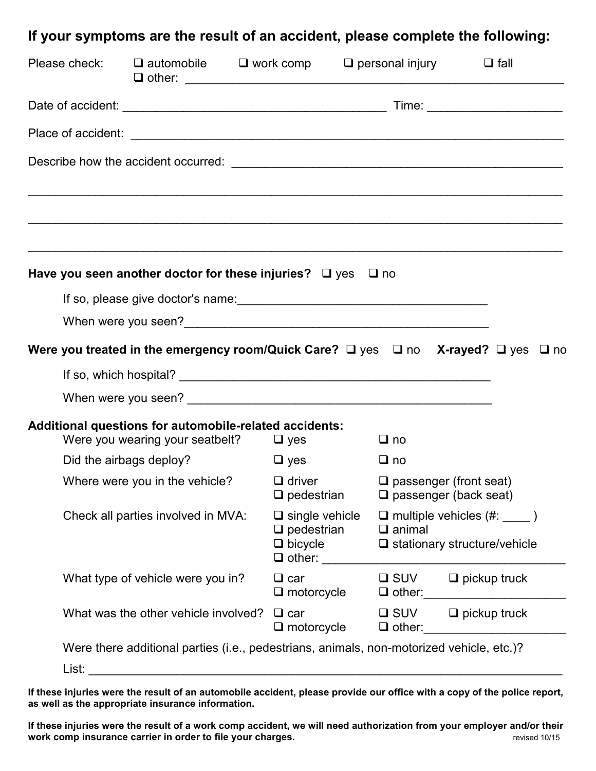## If your symptoms are the result of an accident, please complete the following:

Please check: ☐ automobile ☐ work comp ☐ personal injury ☐ fall ☐ other: ______________________________

Date of accident: ______________________________ Time: ________________

Place of accident: ______________________________________________

Describe how the accident occurred: ______________________________________

______________________________________________________________________

______________________________________________________________________

______________________________________________________________________

**Have you seen another doctor for these injuries?** ☐ yes ☐ no

If so, please give doctor's name:______________________________

When were you seen?______________________________

**Were you treated in the emergency room/Quick Care?** ☐ yes ☐ no **X-rayed?** ☐ yes ☐ no

If so, which hospital? ______________________________

When were you seen? ______________________________

**Additional questions for automobile-related accidents:**

| | | | |
|---|---|---|---|
| Were you wearing your seatbelt? | ☐ yes | ☐ no | |
| Did the airbags deploy? | ☐ yes | ☐ no | |
| Where were you in the vehicle? | ☐ driver<br>☐ pedestrian | ☐ passenger (front seat)<br>☐ passenger (back seat) | |
| Check all parties involved in MVA: | ☐ single vehicle<br>☐ pedestrian<br>☐ bicycle<br>☐ other: ______ | ☐ multiple vehicles (#: ____ )<br>☐ animal<br>☐ stationary structure/vehicle | |
| What type of vehicle were you in? | ☐ car<br>☐ motorcycle | ☐ SUV<br>☐ other:______ | ☐ pickup truck |
| What was the other vehicle involved? | ☐ car<br>☐ motorcycle | ☐ SUV<br>☐ other:______ | ☐ pickup truck |

Were there additional parties (i.e., pedestrians, animals, non-motorized vehicle, etc.)?

List: ______________________________________________________________________

**If these injuries were the result of an automobile accident, please provide our office with a copy of the police report, as well as the appropriate insurance information.**

**If these injuries were the result of a work comp accident, we will need authorization from your employer and/or their work comp insurance carrier in order to file your charges.**

revised 10/15